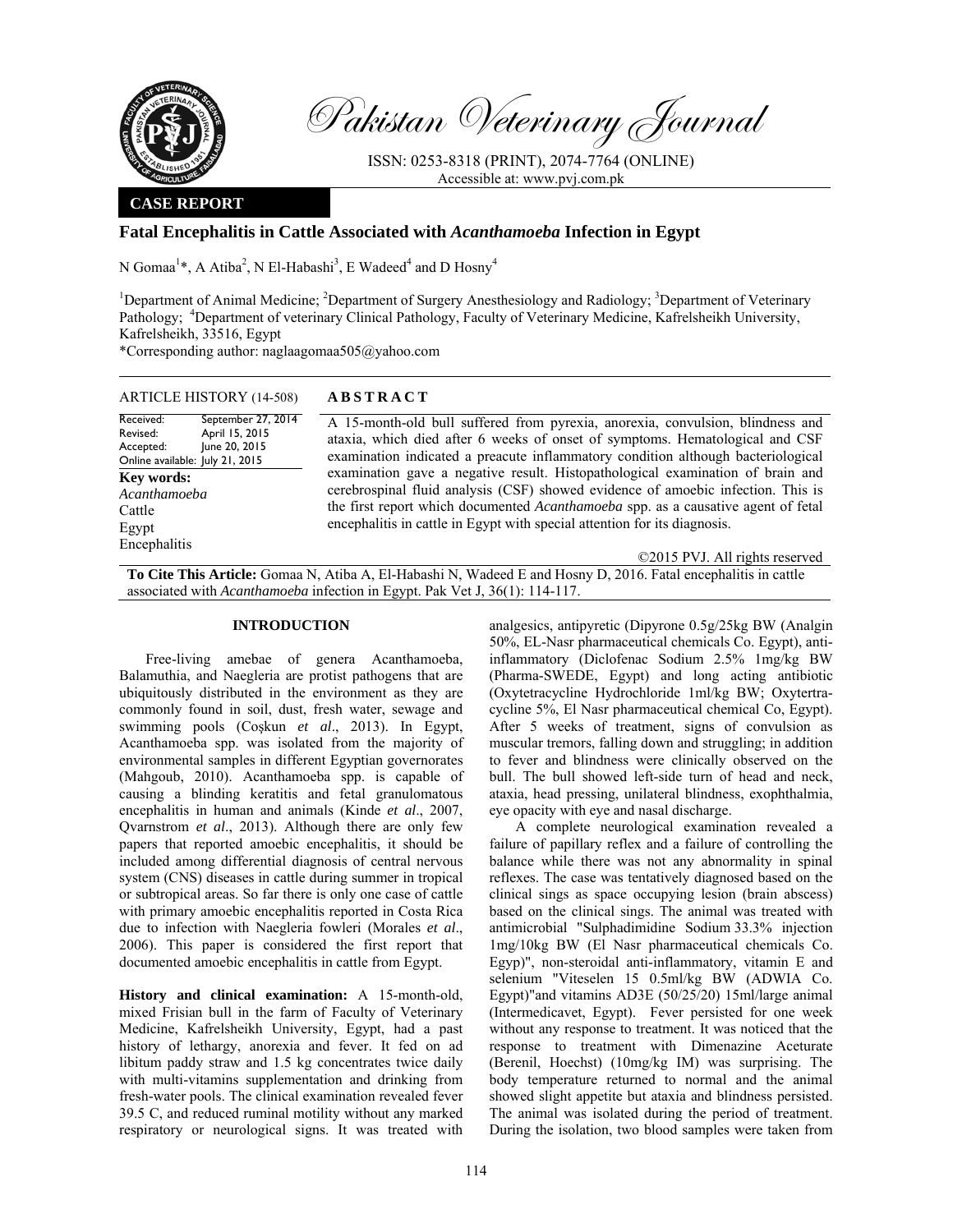# Pakistan Veterinary Journal

ISSN: 0253-8318 (PRINT), 2074-7764 (ONLINE)
Accessible at: www.pvj.com.pk

**CASE REPORT**

## Fatal Encephalitis in Cattle Associated with *Acanthamoeba* Infection in Egypt

N Gomaa[1]*, A Atiba[2], N El-Habashi[3], E Wadeed[4] and D Hosny[4]

[1]Department of Animal Medicine; [2]Department of Surgery Anesthesiology and Radiology; [3]Department of Veterinary Pathology; [4]Department of veterinary Clinical Pathology, Faculty of Veterinary Medicine, Kafrelsheikh University, Kafrelsheikh, 33516, Egypt

*Corresponding author: naglaagomaa505@yahoo.com

**ARTICLE HISTORY** (14-508)

Received: September 27, 2014
Revised: April 15, 2015
Accepted: June 20, 2015
Online available: July 21, 2015

**Key words:**
*Acanthamoeba*
Cattle
Egypt
Encephalitis

**ABSTRACT**

A 15-month-old bull suffered from pyrexia, anorexia, convulsion, blindness and ataxia, which died after 6 weeks of onset of symptoms. Hematological and CSF examination indicated a preacute inflammatory condition although bacteriological examination gave a negative result. Histopathological examination of brain and cerebrospinal fluid analysis (CSF) showed evidence of amoebic infection. This is the first report which documented *Acanthamoeba* spp. as a causative agent of fetal encephalitis in cattle in Egypt with special attention for its diagnosis.

©2015 PVJ. All rights reserved

**To Cite This Article:** Gomaa N, Atiba A, El-Habashi N, Wadeed E and Hosny D, 2016. Fatal encephalitis in cattle associated with *Acanthamoeba* infection in Egypt. Pak Vet J, 36(1): 114-117.

## INTRODUCTION

Free-living amebae of genera Acanthamoeba, Balamuthia, and Naegleria are protist pathogens that are ubiquitously distributed in the environment as they are commonly found in soil, dust, fresh water, sewage and swimming pools (Coşkun *et al*., 2013). In Egypt, Acanthamoeba spp. was isolated from the majority of environmental samples in different Egyptian governorates (Mahgoub, 2010). Acanthamoeba spp. is capable of causing a blinding keratitis and fetal granulomatous encephalitis in human and animals (Kinde *et al*., 2007, Qvarnstrom *et al*., 2013). Although there are only few papers that reported amoebic encephalitis, it should be included among differential diagnosis of central nervous system (CNS) diseases in cattle during summer in tropical or subtropical areas. So far there is only one case of cattle with primary amoebic encephalitis reported in Costa Rica due to infection with Naegleria fowleri (Morales *et al*., 2006). This paper is considered the first report that documented amoebic encephalitis in cattle from Egypt.

**History and clinical examination:** A 15-month-old, mixed Frisian bull in the farm of Faculty of Veterinary Medicine, Kafrelsheikh University, Egypt, had a past history of lethargy, anorexia and fever. It fed on ad libitum paddy straw and 1.5 kg concentrates twice daily with multi-vitamins supplementation and drinking from fresh-water pools. The clinical examination revealed fever 39.5 C, and reduced ruminal motility without any marked respiratory or neurological signs. It was treated with analgesics, antipyretic (Dipyrone 0.5g/25kg BW (Analgin 50%, EL-Nasr pharmaceutical chemicals Co. Egypt), anti-inflammatory (Diclofenac Sodium 2.5% 1mg/kg BW (Pharma-SWEDE, Egypt) and long acting antibiotic (Oxytetracycline Hydrochloride 1ml/kg BW; Oxytertra-cycline 5%, El Nasr pharmaceutical chemical Co, Egypt). After 5 weeks of treatment, signs of convulsion as muscular tremors, falling down and struggling; in addition to fever and blindness were clinically observed on the bull. The bull showed left-side turn of head and neck, ataxia, head pressing, unilateral blindness, exophthalmia, eye opacity with eye and nasal discharge.

A complete neurological examination revealed a failure of papillary reflex and a failure of controlling the balance while there was not any abnormality in spinal reflexes. The case was tentatively diagnosed based on the clinical sings as space occupying lesion (brain abscess) based on the clinical sings. The animal was treated with antimicrobial "Sulphadimidine Sodium 33.3% injection 1mg/10kg BW (El Nasr pharmaceutical chemicals Co. Egyp)", non-steroidal anti-inflammatory, vitamin E and selenium "Viteselen 15 0.5ml/kg BW (ADWIA Co. Egypt)"and vitamins AD3E (50/25/20) 15ml/large animal (Intermedicavet, Egypt). Fever persisted for one week without any response to treatment. It was noticed that the response to treatment with Dimenazine Aceturate (Berenil, Hoechst) (10mg/kg IM) was surprising. The body temperature returned to normal and the animal showed slight appetite but ataxia and blindness persisted. The animal was isolated during the period of treatment. During the isolation, two blood samples were taken from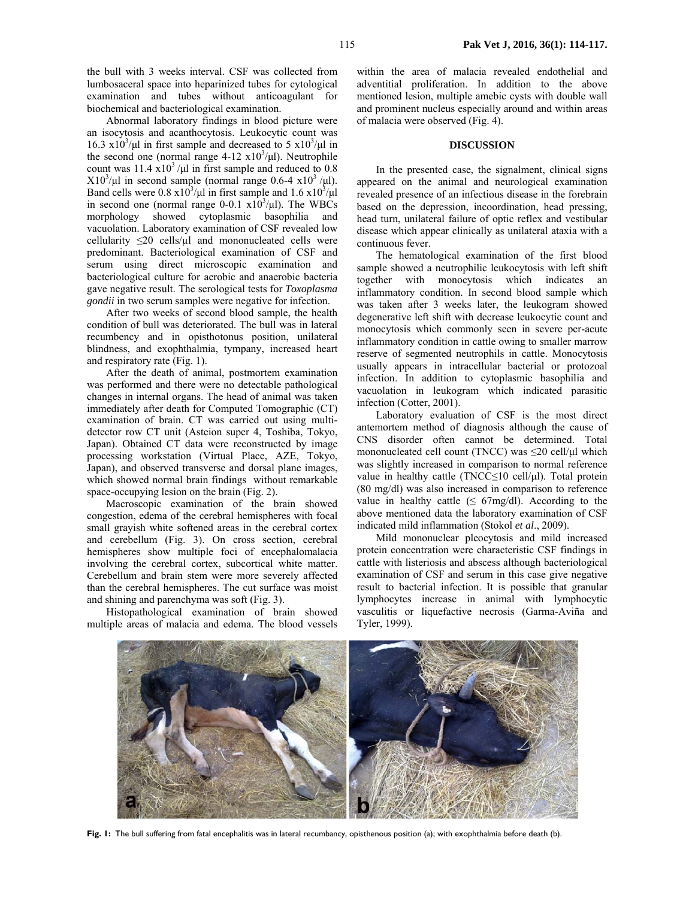the bull with 3 weeks interval. CSF was collected from lumbosaceral space into heparinized tubes for cytological examination and tubes without anticoagulant for biochemical and bacteriological examination.

Abnormal laboratory findings in blood picture were an isocytosis and acanthocytosis. Leukocytic count was 16.3 $x10^3/\mu l$ in first sample and decreased to 5 $x10^3/\mu l$ in the second one (normal range 4-12 $x10^3/\mu l$). Neutrophile count was 11.4 $x10^3/\mu l$ in first sample and reduced to 0.8 $X10^3/\mu l$ in second sample (normal range 0.6-4 $x10^3/\mu l$). Band cells were 0.8 $x10^3/\mu l$ in first sample and 1.6 $x10^3/\mu l$ in second one (normal range 0-0.1 $x10^3/\mu l$). The WBCs morphology showed cytoplasmic basophilia and vacuolation. Laboratory examination of CSF revealed low cellularity ≤20 cells/µl and mononucleated cells were predominant. Bacteriological examination of CSF and serum using direct microscopic examination and bacteriological culture for aerobic and anaerobic bacteria gave negative result. The serological tests for *Toxoplasma gondii* in two serum samples were negative for infection.

After two weeks of second blood sample, the health condition of bull was deteriorated. The bull was in lateral recumbency and in opisthotonus position, unilateral blindness, and exophthalmia, tympany, increased heart and respiratory rate (Fig. 1).

After the death of animal, postmortem examination was performed and there were no detectable pathological changes in internal organs. The head of animal was taken immediately after death for Computed Tomographic (CT) examination of brain. CT was carried out using multi-detector row CT unit (Asteion super 4, Toshiba, Tokyo, Japan). Obtained CT data were reconstructed by image processing workstation (Virtual Place, AZE, Tokyo, Japan), and observed transverse and dorsal plane images, which showed normal brain findings without remarkable space-occupying lesion on the brain (Fig. 2).

Macroscopic examination of the brain showed congestion, edema of the cerebral hemispheres with focal small grayish white softened areas in the cerebral cortex and cerebellum (Fig. 3). On cross section, cerebral hemispheres show multiple foci of encephalomalacia involving the cerebral cortex, subcortical white matter. Cerebellum and brain stem were more severely affected than the cerebral hemispheres. The cut surface was moist and shining and parenchyma was soft (Fig. 3).

Histopathological examination of brain showed multiple areas of malacia and edema. The blood vessels within the area of malacia revealed endothelial and adventitial proliferation. In addition to the above mentioned lesion, multiple amebic cysts with double wall and prominent nucleus especially around and within areas of malacia were observed (Fig. 4).

## DISCUSSION

In the presented case, the signalment, clinical signs appeared on the animal and neurological examination revealed presence of an infectious disease in the forebrain based on the depression, incoordination, head pressing, head turn, unilateral failure of optic reflex and vestibular disease which appear clinically as unilateral ataxia with a continuous fever.

The hematological examination of the first blood sample showed a neutrophilic leukocytosis with left shift together with monocytosis which indicates an inflammatory condition. In second blood sample which was taken after 3 weeks later, the leukogram showed degenerative left shift with decrease leukocytic count and monocytosis which commonly seen in severe per-acute inflammatory condition in cattle owing to smaller marrow reserve of segmented neutrophils in cattle. Monocytosis usually appears in intracellular bacterial or protozoal infection. In addition to cytoplasmic basophilia and vacuolation in leukogram which indicated parasitic infection (Cotter, 2001).

Laboratory evaluation of CSF is the most direct antemortem method of diagnosis although the cause of CNS disorder often cannot be determined. Total mononucleated cell count (TNCC) was ≤20 cell/µl which was slightly increased in comparison to normal reference value in healthy cattle (TNCC≤10 cell/µl). Total protein (80 mg/dl) was also increased in comparison to reference value in healthy cattle (≤ 67mg/dl). According to the above mentioned data the laboratory examination of CSF indicated mild inflammation (Stokol *et al*., 2009).

Mild mononuclear pleocytosis and mild increased protein concentration were characteristic CSF findings in cattle with listeriosis and abscess although bacteriological examination of CSF and serum in this case give negative result to bacterial infection. It is possible that granular lymphocytes increase in animal with lymphocytic vasculitis or liquefactive necrosis (Garma-Aviña and Tyler, 1999).

**Fig. 1:** The bull suffering from fatal encephalitis was in lateral recumbancy, opisthenous position (a); with exophthalmia before death (b).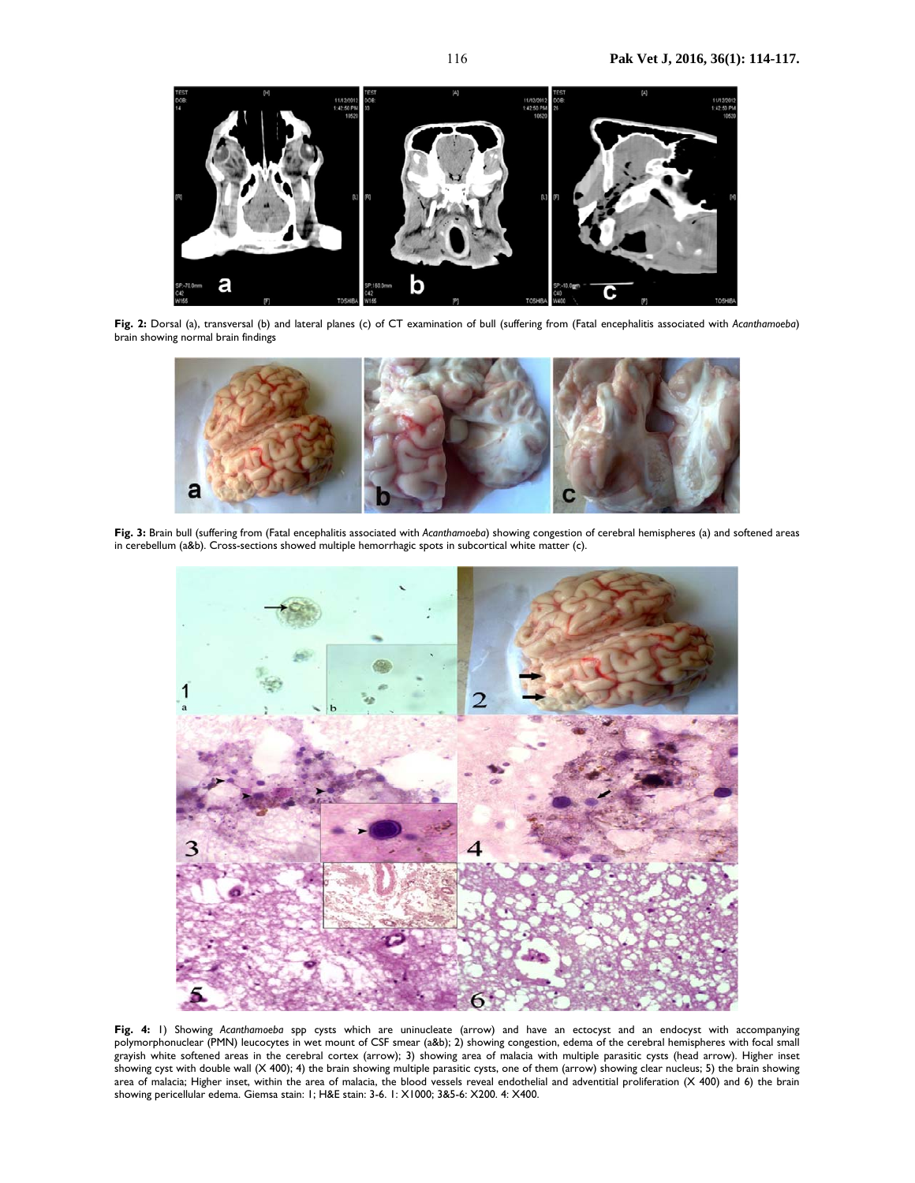**Fig. 2:** Dorsal (a), transversal (b) and lateral planes (c) of CT examination of bull (suffering from (Fatal encephalitis associated with *Acanthamoeba*) brain showing normal brain findings

**Fig. 3:** Brain bull (suffering from (Fatal encephalitis associated with *Acanthamoeba*) showing congestion of cerebral hemispheres (a) and softened areas in cerebellum (a&b). Cross-sections showed multiple hemorrhagic spots in subcortical white matter (c).

**Fig. 4:** 1) Showing *Acanthamoeba* spp cysts which are uninucleate (arrow) and have an ectocyst and an endocyst with accompanying polymorphonuclear (PMN) leucocytes in wet mount of CSF smear (a&b); 2) showing congestion, edema of the cerebral hemispheres with focal small grayish white softened areas in the cerebral cortex (arrow); 3) showing area of malacia with multiple parasitic cysts (head arrow). Higher inset showing cyst with double wall (X 400); 4) the brain showing multiple parasitic cysts, one of them (arrow) showing clear nucleus; 5) the brain showing area of malacia; Higher inset, within the area of malacia, the blood vessels reveal endothelial and adventitial proliferation (X 400) and 6) the brain showing pericellular edema. Giemsa stain: 1; H&E stain: 3-6. 1: X1000; 3&5-6: X200. 4: X400.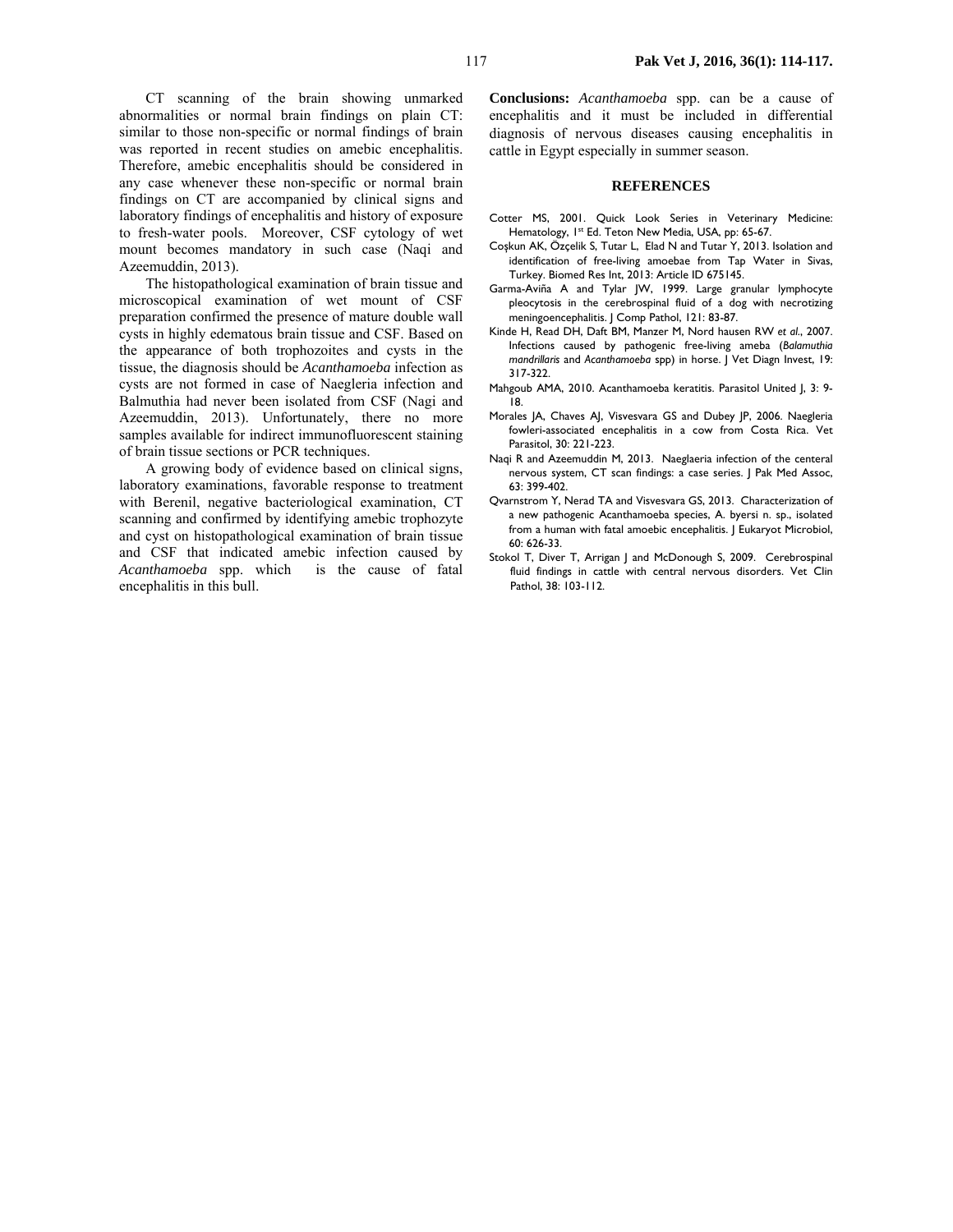CT scanning of the brain showing unmarked abnormalities or normal brain findings on plain CT: similar to those non-specific or normal findings of brain was reported in recent studies on amebic encephalitis. Therefore, amebic encephalitis should be considered in any case whenever these non-specific or normal brain findings on CT are accompanied by clinical signs and laboratory findings of encephalitis and history of exposure to fresh-water pools. Moreover, CSF cytology of wet mount becomes mandatory in such case (Naqi and Azeemuddin, 2013).

The histopathological examination of brain tissue and microscopical examination of wet mount of CSF preparation confirmed the presence of mature double wall cysts in highly edematous brain tissue and CSF. Based on the appearance of both trophozoites and cysts in the tissue, the diagnosis should be *Acanthamoeba* infection as cysts are not formed in case of Naegleria infection and Balmuthia had never been isolated from CSF (Nagi and Azeemuddin, 2013). Unfortunately, there no more samples available for indirect immunofluorescent staining of brain tissue sections or PCR techniques.

A growing body of evidence based on clinical signs, laboratory examinations, favorable response to treatment with Berenil, negative bacteriological examination, CT scanning and confirmed by identifying amebic trophozyte and cyst on histopathological examination of brain tissue and CSF that indicated amebic infection caused by *Acanthamoeba* spp. which is the cause of fatal encephalitis in this bull.

**Conclusions:** *Acanthamoeba* spp. can be a cause of encephalitis and it must be included in differential diagnosis of nervous diseases causing encephalitis in cattle in Egypt especially in summer season.

## REFERENCES

Cotter MS, 2001. Quick Look Series in Veterinary Medicine: Hematology, 1st Ed. Teton New Media, USA, pp: 65-67.

Coşkun AK, Özçelik S, Tutar L, Elad N and Tutar Y, 2013. Isolation and identification of free-living amoebae from Tap Water in Sivas, Turkey. Biomed Res Int, 2013: Article ID 675145.

Garma-Aviña A and Tylar JW, 1999. Large granular lymphocyte pleocytosis in the cerebrospinal fluid of a dog with necrotizing meningoencephalitis. J Comp Pathol, 121: 83-87.

Kinde H, Read DH, Daft BM, Manzer M, Nord hausen RW *et al.*, 2007. Infections caused by pathogenic free-living ameba (*Balamuthia mandrillaris* and *Acanthamoeba* spp) in horse. J Vet Diagn Invest, 19: 317-322.

Mahgoub AMA, 2010. Acanthamoeba keratitis. Parasitol United J, 3: 9-18.

Morales JA, Chaves AJ, Visvesvara GS and Dubey JP, 2006. Naegleria fowleri-associated encephalitis in a cow from Costa Rica. Vet Parasitol, 30: 221-223.

Naqi R and Azeemuddin M, 2013. Naeglaeria infection of the centeral nervous system, CT scan findings: a case series. J Pak Med Assoc, 63: 399-402.

Qvarnstrom Y, Nerad TA and Visvesvara GS, 2013. Characterization of a new pathogenic Acanthamoeba species, A. byersi n. sp., isolated from a human with fatal amoebic encephalitis. J Eukaryot Microbiol, 60: 626-33.

Stokol T, Diver T, Arrigan J and McDonough S, 2009. Cerebrospinal fluid findings in cattle with central nervous disorders. Vet Clin Pathol, 38: 103-112.